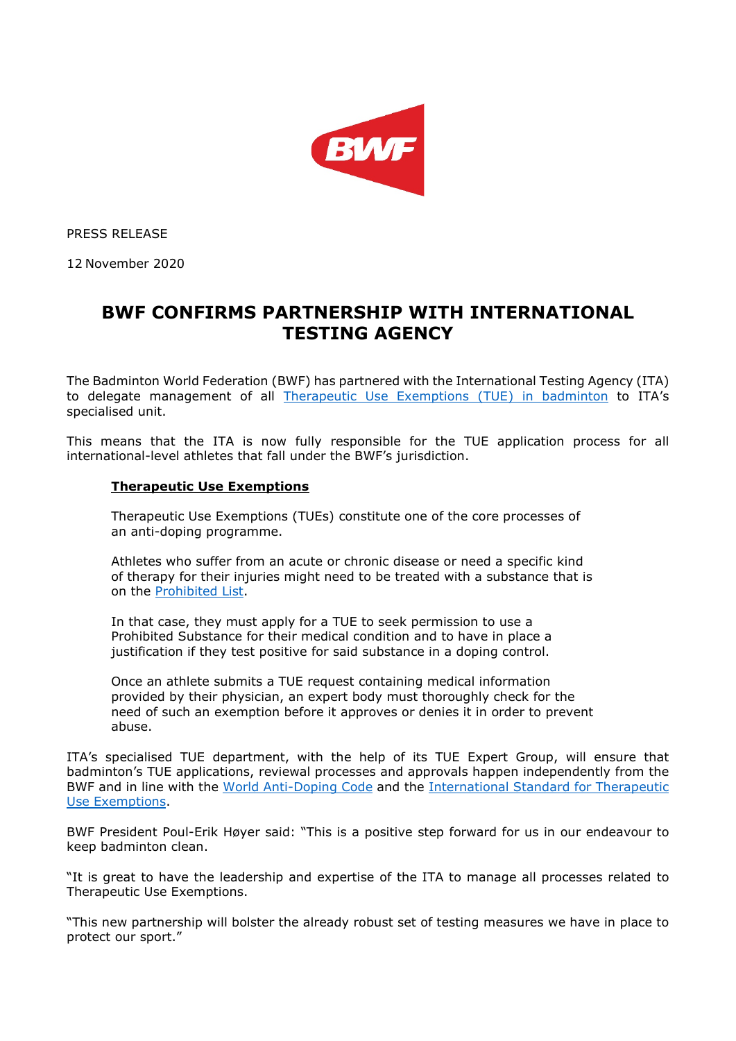PRESS RELEASE

12 November 2020

# BWF CONFIRMS PARTNERSHIP WITH INTERNATIONAL TESTING AGENCY

The Badminton World Federation (BWF) has partnered with the International Testing Agency (ITA) to delegate management of all Therapeutic Use Exemptions (TUE) in badminton to ITA's specialised unit.

This means that the ITA is now fully responsible for the TUE application process for all international-level athletes that fall under the BWF's jurisdiction.

> **Therapeutic Use Exemptions**
>
> Therapeutic Use Exemptions (TUEs) constitute one of the core processes of an anti-doping programme.
>
> Athletes who suffer from an acute or chronic disease or need a specific kind of therapy for their injuries might need to be treated with a substance that is on the Prohibited List.
>
> In that case, they must apply for a TUE to seek permission to use a Prohibited Substance for their medical condition and to have in place a justification if they test positive for said substance in a doping control.
>
> Once an athlete submits a TUE request containing medical information provided by their physician, an expert body must thoroughly check for the need of such an exemption before it approves or denies it in order to prevent abuse.

ITA's specialised TUE department, with the help of its TUE Expert Group, will ensure that badminton's TUE applications, reviewal processes and approvals happen independently from the BWF and in line with the World Anti-Doping Code and the International Standard for Therapeutic Use Exemptions.

BWF President Poul-Erik Høyer said: "This is a positive step forward for us in our endeavour to keep badminton clean.

"It is great to have the leadership and expertise of the ITA to manage all processes related to Therapeutic Use Exemptions.

"This new partnership will bolster the already robust set of testing measures we have in place to protect our sport."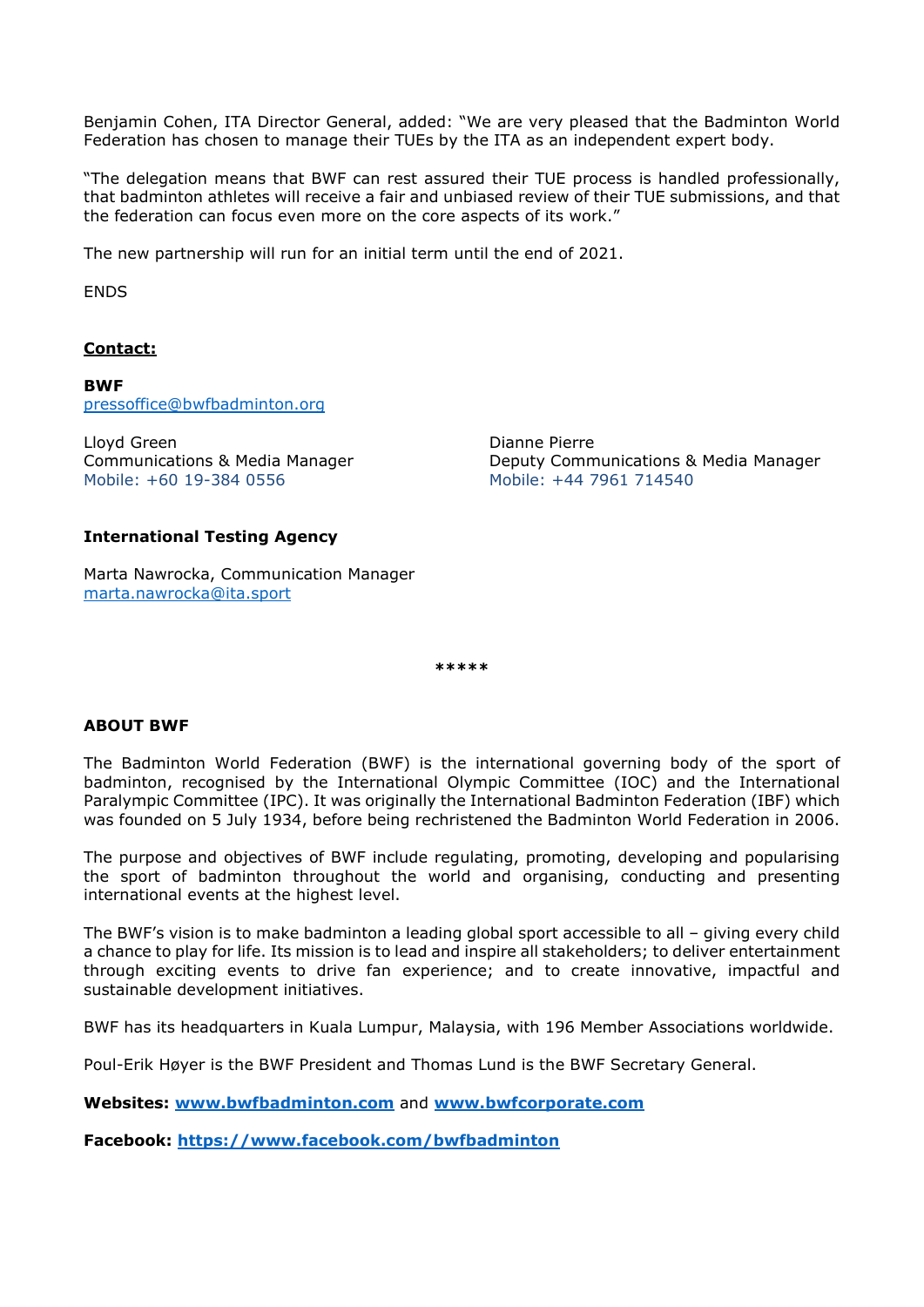Benjamin Cohen, ITA Director General, added: "We are very pleased that the Badminton World Federation has chosen to manage their TUEs by the ITA as an independent expert body.

"The delegation means that BWF can rest assured their TUE process is handled professionally, that badminton athletes will receive a fair and unbiased review of their TUE submissions, and that the federation can focus even more on the core aspects of its work."

The new partnership will run for an initial term until the end of 2021.

ENDS

**Contact:**

**BWF**
pressoffice@bwfbadminton.org

Lloyd Green
Communications & Media Manager
Mobile: +60 19-384 0556

Dianne Pierre
Deputy Communications & Media Manager
Mobile: +44 7961 714540

**International Testing Agency**

Marta Nawrocka, Communication Manager
marta.nawrocka@ita.sport

*****

**ABOUT BWF**

The Badminton World Federation (BWF) is the international governing body of the sport of badminton, recognised by the International Olympic Committee (IOC) and the International Paralympic Committee (IPC). It was originally the International Badminton Federation (IBF) which was founded on 5 July 1934, before being rechristened the Badminton World Federation in 2006.

The purpose and objectives of BWF include regulating, promoting, developing and popularising the sport of badminton throughout the world and organising, conducting and presenting international events at the highest level.

The BWF's vision is to make badminton a leading global sport accessible to all – giving every child a chance to play for life. Its mission is to lead and inspire all stakeholders; to deliver entertainment through exciting events to drive fan experience; and to create innovative, impactful and sustainable development initiatives.

BWF has its headquarters in Kuala Lumpur, Malaysia, with 196 Member Associations worldwide.

Poul-Erik Høyer is the BWF President and Thomas Lund is the BWF Secretary General.

**Websites: www.bwfbadminton.com** and **www.bwfcorporate.com**

**Facebook: https://www.facebook.com/bwfbadminton**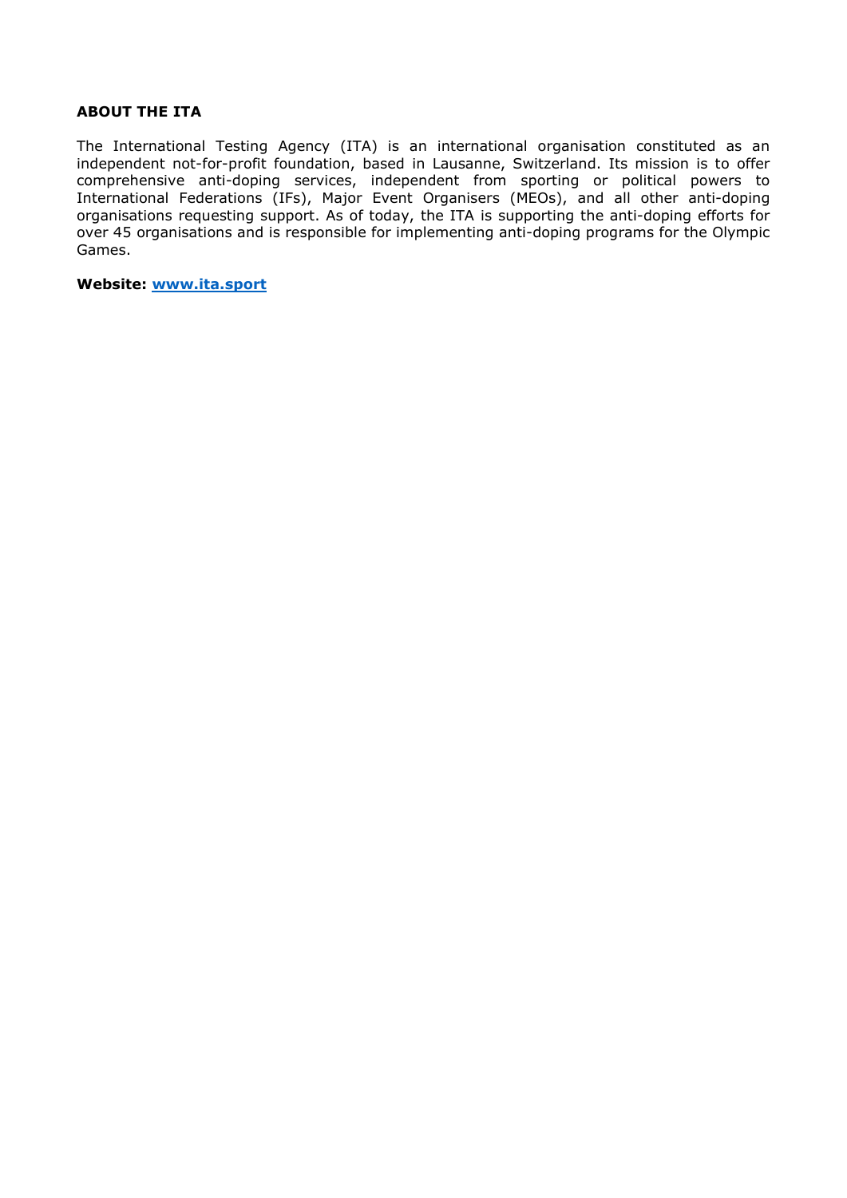**ABOUT THE ITA**

The International Testing Agency (ITA) is an international organisation constituted as an independent not-for-profit foundation, based in Lausanne, Switzerland. Its mission is to offer comprehensive anti-doping services, independent from sporting or political powers to International Federations (IFs), Major Event Organisers (MEOs), and all other anti-doping organisations requesting support. As of today, the ITA is supporting the anti-doping efforts for over 45 organisations and is responsible for implementing anti-doping programs for the Olympic Games.

**Website:** [www.ita.sport](http://www.ita.sport)